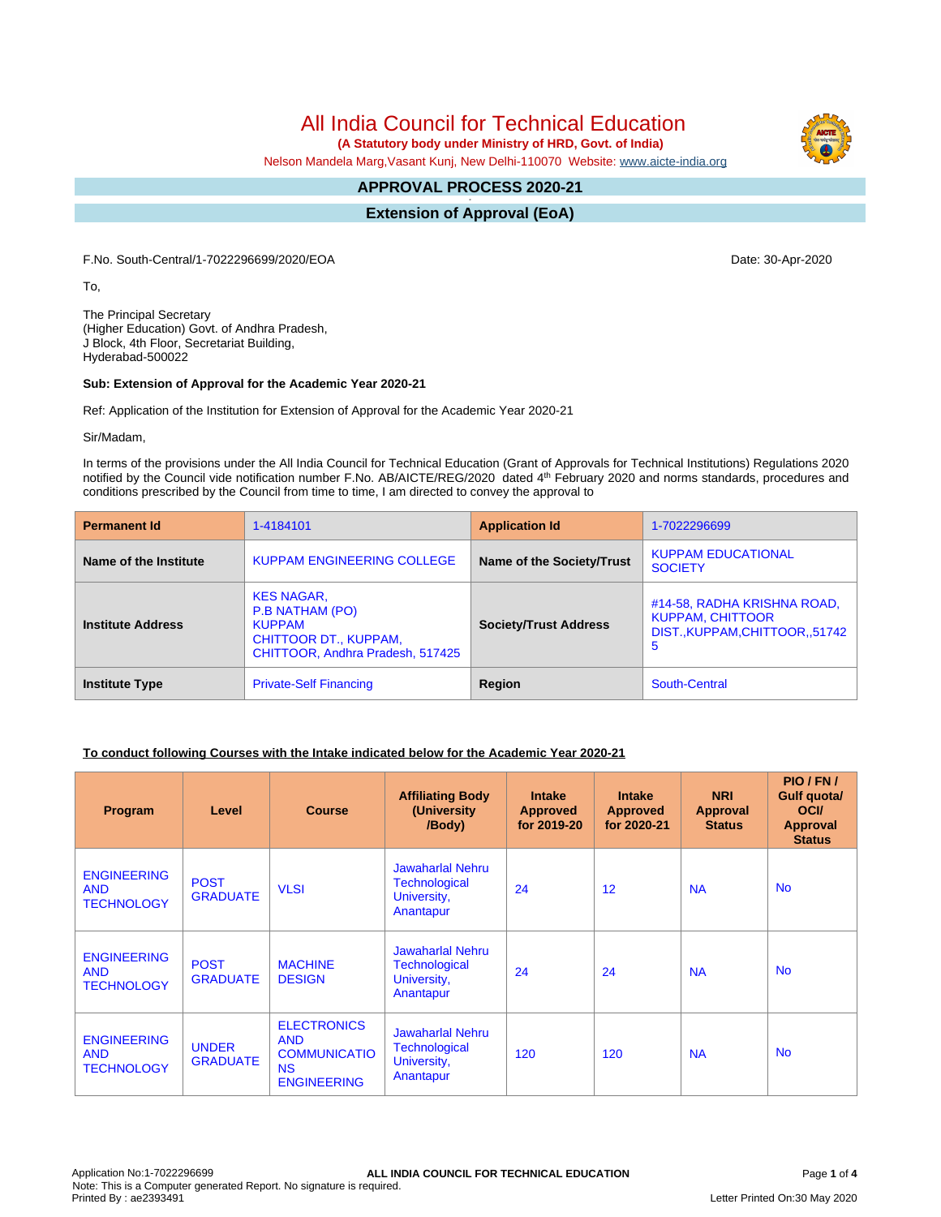# All India Council for Technical Education

**(A Statutory body under Ministry of HRD, Govt. of India)**

Nelson Mandela Marg,Vasant Kunj, New Delhi-110070 Website: www.aicte-india.org

## APPROVAL PROCESS 2020-21

## Extension of Approval (EoA)

F.No. South-Central/1-7022296699/2020/EOA

Date: 30-Apr-2020

To,

The Principal Secretary
(Higher Education) Govt. of Andhra Pradesh,
J Block, 4th Floor, Secretariat Building,
Hyderabad-500022

**Sub: Extension of Approval for the Academic Year 2020-21**

Ref: Application of the Institution for Extension of Approval for the Academic Year 2020-21

Sir/Madam,

In terms of the provisions under the All India Council for Technical Education (Grant of Approvals for Technical Institutions) Regulations 2020 notified by the Council vide notification number F.No. AB/AICTE/REG/2020 dated 4th February 2020 and norms standards, procedures and conditions prescribed by the Council from time to time, I am directed to convey the approval to

| **Permanent Id** | 1-4184101 | **Application Id** | 1-7022296699 |
|---|---|---|---|
| **Name of the Institute** | KUPPAM ENGINEERING COLLEGE | **Name of the Society/Trust** | KUPPAM EDUCATIONAL SOCIETY |
| **Institute Address** | KES NAGAR, P.B NATHAM (PO) KUPPAM CHITTOOR DT., KUPPAM, CHITTOOR, Andhra Pradesh, 517425 | **Society/Trust Address** | #14-58, RADHA KRISHNA ROAD, KUPPAM, CHITTOOR DIST.,KUPPAM,CHITTOOR,,517425 |
| **Institute Type** | Private-Self Financing | **Region** | South-Central |

**To conduct following Courses with the Intake indicated below for the Academic Year 2020-21**

| Program | Level | Course | Affiliating Body (University /Body) | Intake Approved for 2019-20 | Intake Approved for 2020-21 | NRI Approval Status | PIO / FN / Gulf quota/ OCI/ Approval Status |
|---|---|---|---|---|---|---|---|
| ENGINEERING AND TECHNOLOGY | POST GRADUATE | VLSI | Jawaharlal Nehru Technological University, Anantapur | 24 | 12 | NA | No |
| ENGINEERING AND TECHNOLOGY | POST GRADUATE | MACHINE DESIGN | Jawaharlal Nehru Technological University, Anantapur | 24 | 24 | NA | No |
| ENGINEERING AND TECHNOLOGY | UNDER GRADUATE | ELECTRONICS AND COMMUNICATIONS ENGINEERING | Jawaharlal Nehru Technological University, Anantapur | 120 | 120 | NA | No |

Application No:1-7022296699
Note: This is a Computer generated Report. No signature is required.
Printed By : ae2393491
Letter Printed On:30 May 2020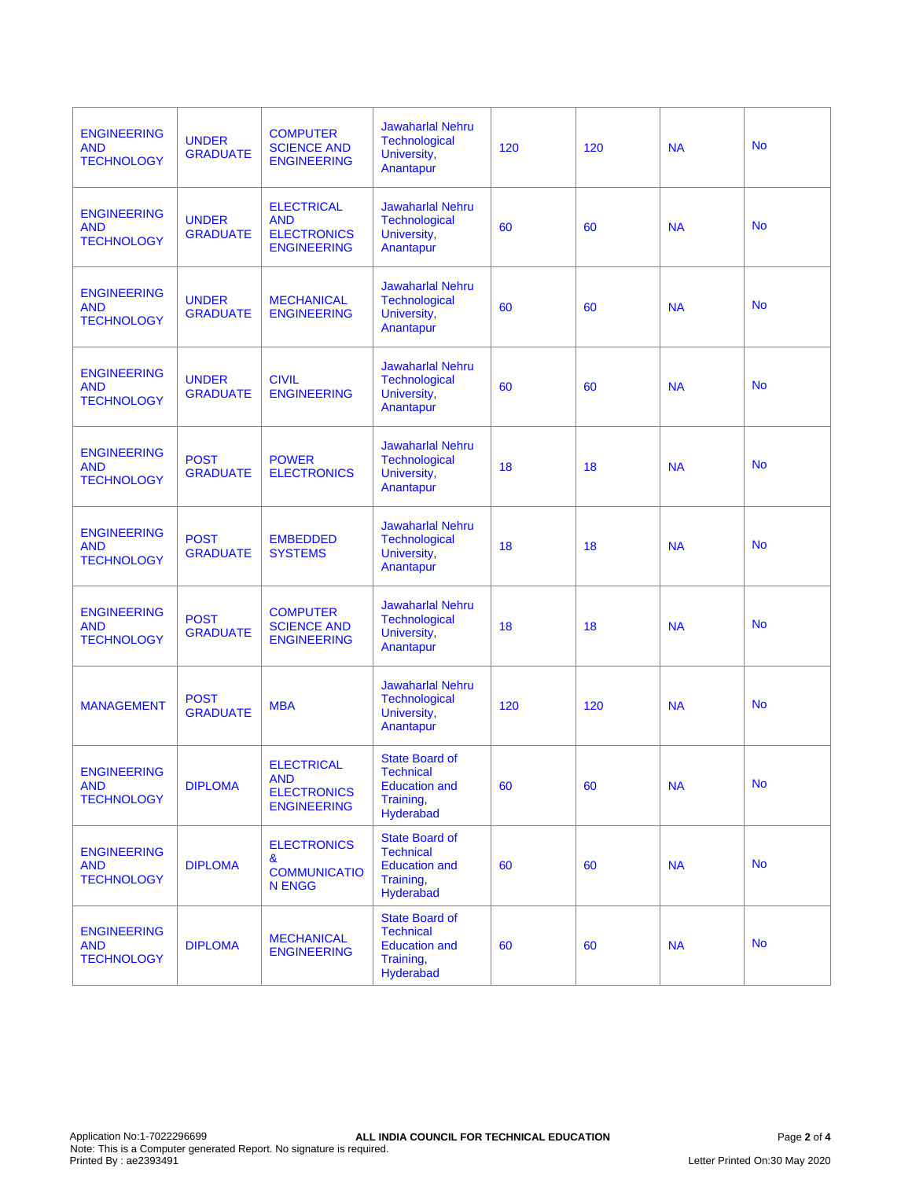| | | | | | | | |
|---|---|---|---|---|---|---|---|
| ENGINEERING AND TECHNOLOGY | UNDER GRADUATE | COMPUTER SCIENCE AND ENGINEERING | Jawaharlal Nehru Technological University, Anantapur | 120 | 120 | NA | No |
| ENGINEERING AND TECHNOLOGY | UNDER GRADUATE | ELECTRICAL AND ELECTRONICS ENGINEERING | Jawaharlal Nehru Technological University, Anantapur | 60 | 60 | NA | No |
| ENGINEERING AND TECHNOLOGY | UNDER GRADUATE | MECHANICAL ENGINEERING | Jawaharlal Nehru Technological University, Anantapur | 60 | 60 | NA | No |
| ENGINEERING AND TECHNOLOGY | UNDER GRADUATE | CIVIL ENGINEERING | Jawaharlal Nehru Technological University, Anantapur | 60 | 60 | NA | No |
| ENGINEERING AND TECHNOLOGY | POST GRADUATE | POWER ELECTRONICS | Jawaharlal Nehru Technological University, Anantapur | 18 | 18 | NA | No |
| ENGINEERING AND TECHNOLOGY | POST GRADUATE | EMBEDDED SYSTEMS | Jawaharlal Nehru Technological University, Anantapur | 18 | 18 | NA | No |
| ENGINEERING AND TECHNOLOGY | POST GRADUATE | COMPUTER SCIENCE AND ENGINEERING | Jawaharlal Nehru Technological University, Anantapur | 18 | 18 | NA | No |
| MANAGEMENT | POST GRADUATE | MBA | Jawaharlal Nehru Technological University, Anantapur | 120 | 120 | NA | No |
| ENGINEERING AND TECHNOLOGY | DIPLOMA | ELECTRICAL AND ELECTRONICS ENGINEERING | State Board of Technical Education and Training, Hyderabad | 60 | 60 | NA | No |
| ENGINEERING AND TECHNOLOGY | DIPLOMA | ELECTRONICS & COMMUNICATION ENGG | State Board of Technical Education and Training, Hyderabad | 60 | 60 | NA | No |
| ENGINEERING AND TECHNOLOGY | DIPLOMA | MECHANICAL ENGINEERING | State Board of Technical Education and Training, Hyderabad | 60 | 60 | NA | No |

Application No:1-7022296699
Note: This is a Computer generated Report. No signature is required.
Printed By : ae2393491

**ALL INDIA COUNCIL FOR TECHNICAL EDUCATION**

Letter Printed On:30 May 2020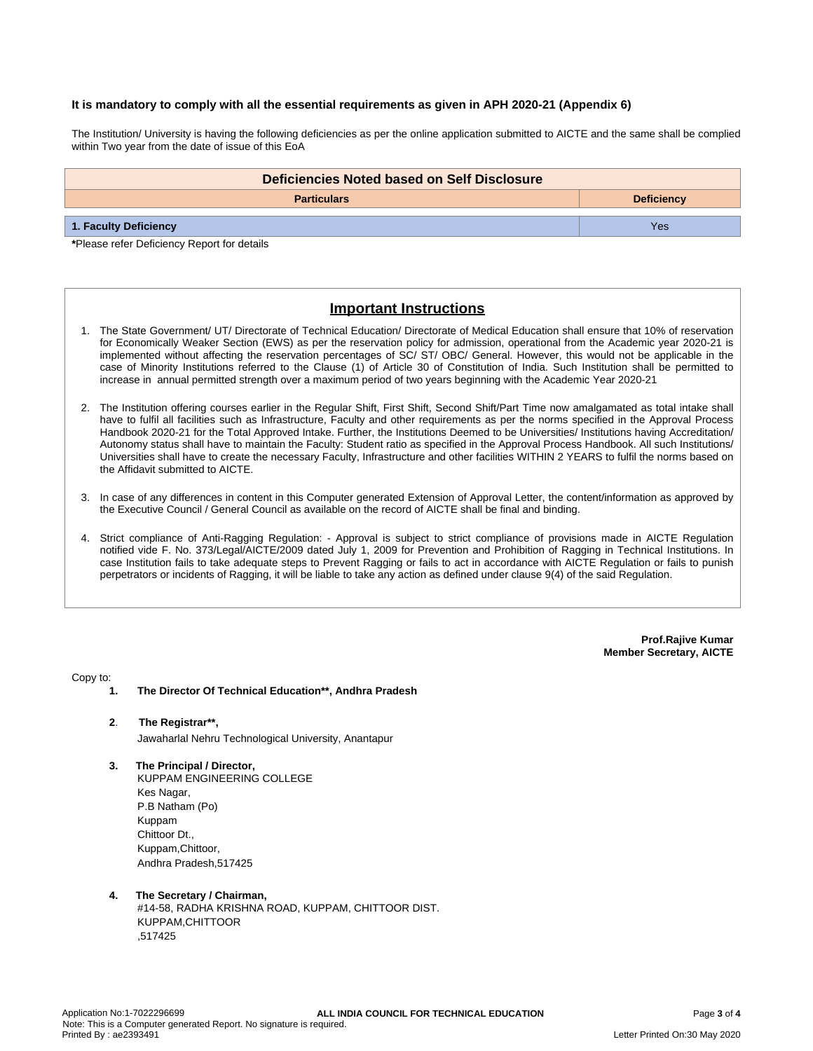**It is mandatory to comply with all the essential requirements as given in APH 2020-21 (Appendix 6)**

The Institution/ University is having the following deficiencies as per the online application submitted to AICTE and the same shall be complied within Two year from the date of issue of this EoA

| Deficiencies Noted based on Self Disclosure | |
|---|---|
| **Particulars** | **Deficiency** |
| **1. Faculty Deficiency** | Yes |

***Please refer Deficiency Report for details**

## Important Instructions

1. The State Government/ UT/ Directorate of Technical Education/ Directorate of Medical Education shall ensure that 10% of reservation for Economically Weaker Section (EWS) as per the reservation policy for admission, operational from the Academic year 2020-21 is implemented without affecting the reservation percentages of SC/ ST/ OBC/ General. However, this would not be applicable in the case of Minority Institutions referred to the Clause (1) of Article 30 of Constitution of India. Such Institution shall be permitted to increase in annual permitted strength over a maximum period of two years beginning with the Academic Year 2020-21
2. The Institution offering courses earlier in the Regular Shift, First Shift, Second Shift/Part Time now amalgamated as total intake shall have to fulfil all facilities such as Infrastructure, Faculty and other requirements as per the norms specified in the Approval Process Handbook 2020-21 for the Total Approved Intake. Further, the Institutions Deemed to be Universities/ Institutions having Accreditation/ Autonomy status shall have to maintain the Faculty: Student ratio as specified in the Approval Process Handbook. All such Institutions/ Universities shall have to create the necessary Faculty, Infrastructure and other facilities WITHIN 2 YEARS to fulfil the norms based on the Affidavit submitted to AICTE.
3. In case of any differences in content in this Computer generated Extension of Approval Letter, the content/information as approved by the Executive Council / General Council as available on the record of AICTE shall be final and binding.
4. Strict compliance of Anti-Ragging Regulation: - Approval is subject to strict compliance of provisions made in AICTE Regulation notified vide F. No. 373/Legal/AICTE/2009 dated July 1, 2009 for Prevention and Prohibition of Ragging in Technical Institutions. In case Institution fails to take adequate steps to Prevent Ragging or fails to act in accordance with AICTE Regulation or fails to punish perpetrators or incidents of Ragging, it will be liable to take any action as defined under clause 9(4) of the said Regulation.

**Prof.Rajive Kumar**
**Member Secretary, AICTE**

Copy to:

1. **The Director Of Technical Education**, Andhra Pradesh**

2. **The Registrar**,**
   Jawaharlal Nehru Technological University, Anantapur

3. **The Principal / Director,**
   KUPPAM ENGINEERING COLLEGE
   Kes Nagar,
   P.B Natham (Po)
   Kuppam
   Chittoor Dt.,
   Kuppam,Chittoor,
   Andhra Pradesh,517425

4. **The Secretary / Chairman,**
   #14-58, RADHA KRISHNA ROAD, KUPPAM, CHITTOOR DIST.
   KUPPAM,CHITTOOR
   ,517425

Application No:1-7022296699
Note: This is a Computer generated Report. No signature is required.
Printed By : ae2393491
Letter Printed On:30 May 2020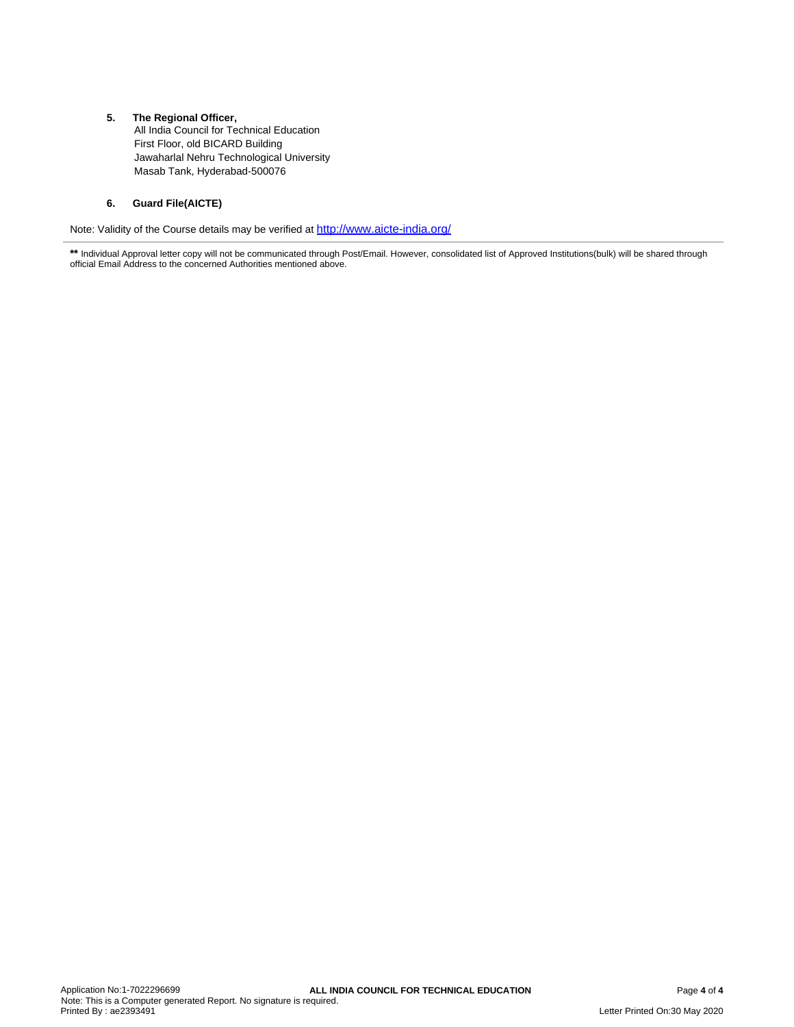5. **The Regional Officer,**
   All India Council for Technical Education
   First Floor, old BICARD Building
   Jawaharlal Nehru Technological University
   Masab Tank, Hyderabad-500076

6. **Guard File(AICTE)**

Note: Validity of the Course details may be verified at http://www.aicte-india.org/

---

**\*\*** Individual Approval letter copy will not be communicated through Post/Email. However, consolidated list of Approved Institutions(bulk) will be shared through official Email Address to the concerned Authorities mentioned above.

Application No:1-7022296699
Note: This is a Computer generated Report. No signature is required.
Printed By : ae2393491

Letter Printed On:30 May 2020